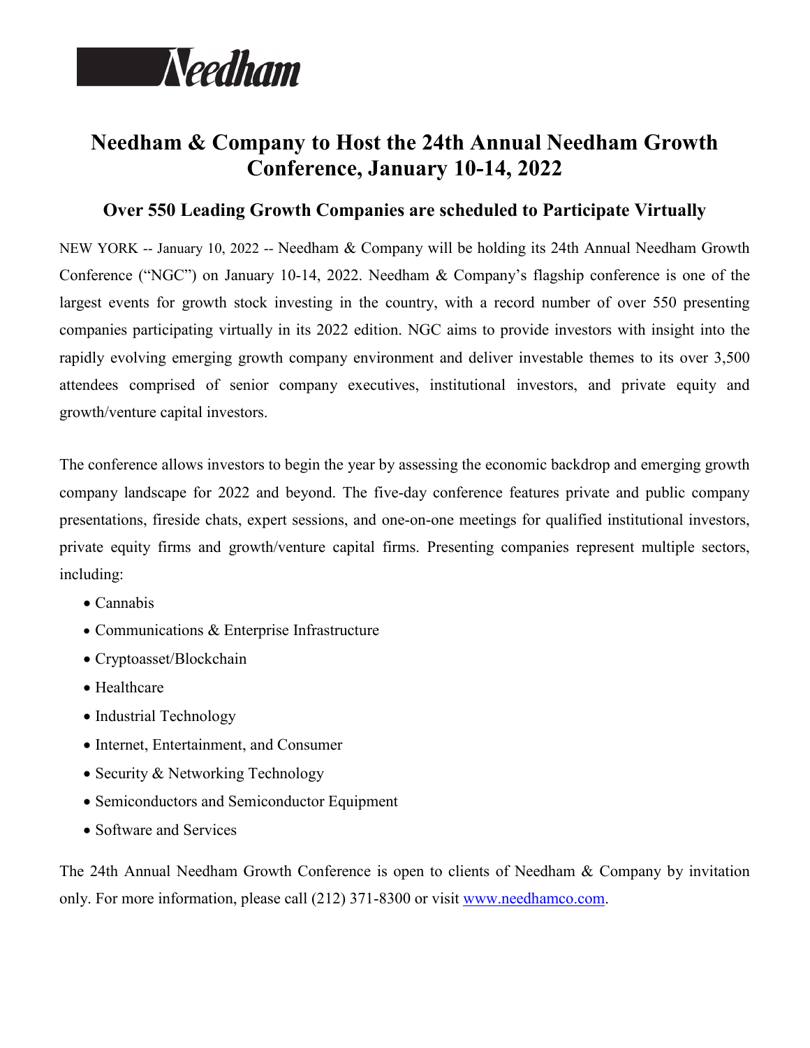Needham

# Needham & Company to Host the 24th Annual Needham Growth Conference, January 10-14, 2022

## Over 550 Leading Growth Companies are scheduled to Participate Virtually

NEW YORK -- January 10, 2022 -- Needham & Company will be holding its 24th Annual Needham Growth Conference ("NGC") on January 10-14, 2022. Needham & Company's flagship conference is one of the largest events for growth stock investing in the country, with a record number of over 550 presenting companies participating virtually in its 2022 edition. NGC aims to provide investors with insight into the rapidly evolving emerging growth company environment and deliver investable themes to its over 3,500 attendees comprised of senior company executives, institutional investors, and private equity and growth/venture capital investors.

The conference allows investors to begin the year by assessing the economic backdrop and emerging growth company landscape for 2022 and beyond. The five-day conference features private and public company presentations, fireside chats, expert sessions, and one-on-one meetings for qualified institutional investors, private equity firms and growth/venture capital firms. Presenting companies represent multiple sectors, including:

- Cannabis
- Communications & Enterprise Infrastructure
- Cryptoasset/Blockchain
- Healthcare
- Industrial Technology
- Internet, Entertainment, and Consumer
- Security & Networking Technology
- Semiconductors and Semiconductor Equipment
- Software and Services

The 24th Annual Needham Growth Conference is open to clients of Needham & Company by invitation only. For more information, please call (212) 371-8300 or visit [www.needhamco.com](http://www.needhamco.com).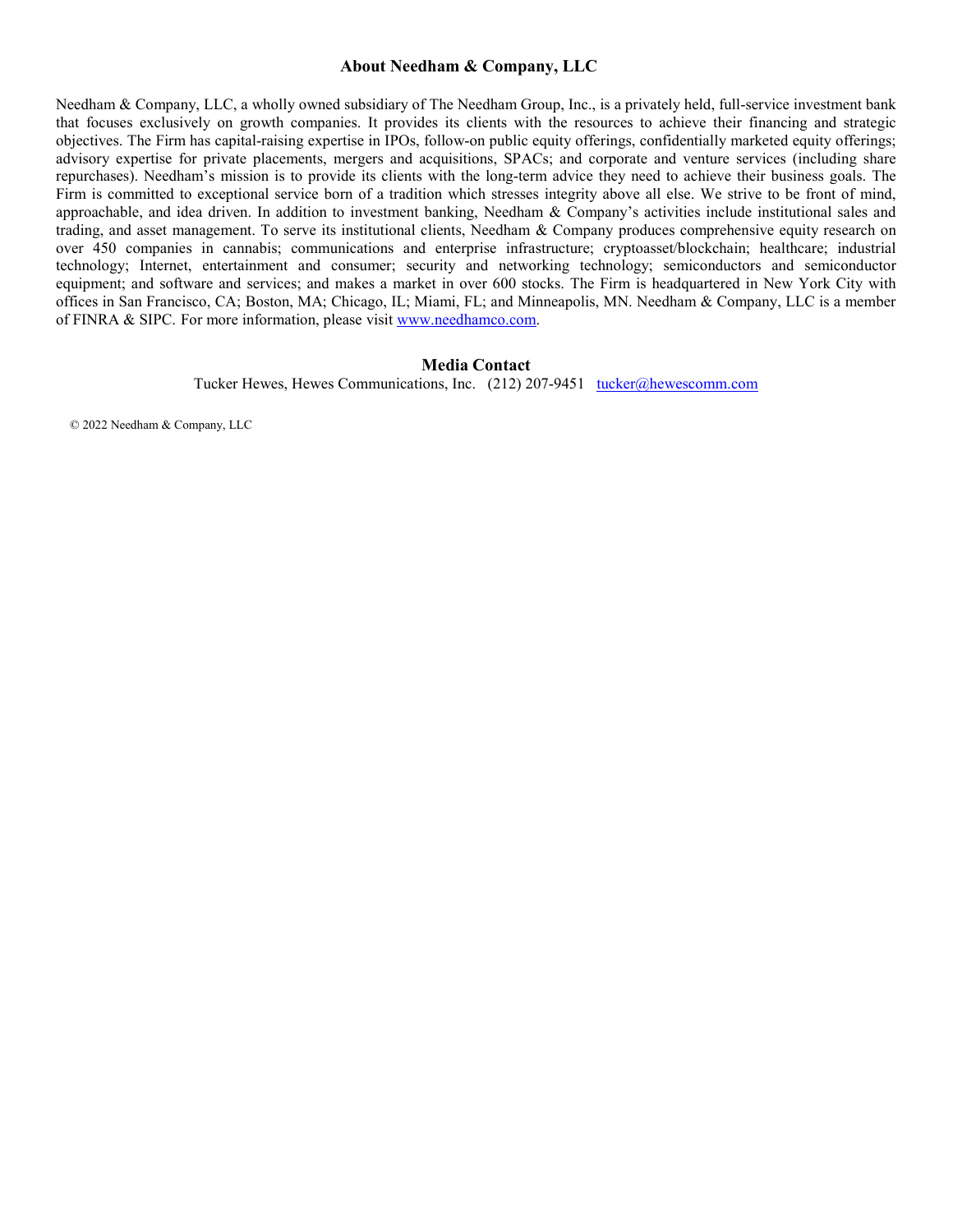## About Needham & Company, LLC

Needham & Company, LLC, a wholly owned subsidiary of The Needham Group, Inc., is a privately held, full-service investment bank that focuses exclusively on growth companies. It provides its clients with the resources to achieve their financing and strategic objectives. The Firm has capital-raising expertise in IPOs, follow-on public equity offerings, confidentially marketed equity offerings; advisory expertise for private placements, mergers and acquisitions, SPACs; and corporate and venture services (including share repurchases). Needham's mission is to provide its clients with the long-term advice they need to achieve their business goals. The Firm is committed to exceptional service born of a tradition which stresses integrity above all else. We strive to be front of mind, approachable, and idea driven. In addition to investment banking, Needham & Company's activities include institutional sales and trading, and asset management. To serve its institutional clients, Needham & Company produces comprehensive equity research on over 450 companies in cannabis; communications and enterprise infrastructure; cryptoasset/blockchain; healthcare; industrial technology; Internet, entertainment and consumer; security and networking technology; semiconductors and semiconductor equipment; and software and services; and makes a market in over 600 stocks. The Firm is headquartered in New York City with offices in San Francisco, CA; Boston, MA; Chicago, IL; Miami, FL; and Minneapolis, MN. Needham & Company, LLC is a member of FINRA & SIPC. For more information, please visit www.needhamco.com.

**Media Contact**

Tucker Hewes, Hewes Communications, Inc. (212) 207-9451 tucker@hewescomm.com

© 2022 Needham & Company, LLC